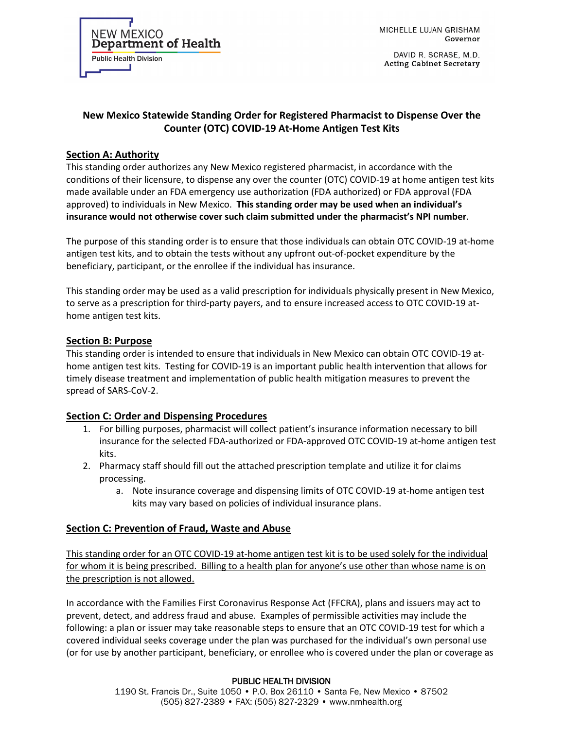NEW MEXICO
**Department of Health**
Public Health Division

MICHELLE LUJAN GRISHAM
**Governor**

DAVID R. SCRASE, M.D.
**Acting Cabinet Secretary**

## New Mexico Statewide Standing Order for Registered Pharmacist to Dispense Over the Counter (OTC) COVID-19 At-Home Antigen Test Kits

### Section A: Authority

This standing order authorizes any New Mexico registered pharmacist, in accordance with the conditions of their licensure, to dispense any over the counter (OTC) COVID-19 at home antigen test kits made available under an FDA emergency use authorization (FDA authorized) or FDA approval (FDA approved) to individuals in New Mexico. **This standing order may be used when an individual's insurance would not otherwise cover such claim submitted under the pharmacist's NPI number**.

The purpose of this standing order is to ensure that those individuals can obtain OTC COVID-19 at-home antigen test kits, and to obtain the tests without any upfront out-of-pocket expenditure by the beneficiary, participant, or the enrollee if the individual has insurance.

This standing order may be used as a valid prescription for individuals physically present in New Mexico, to serve as a prescription for third-party payers, and to ensure increased access to OTC COVID-19 at-home antigen test kits.

### Section B: Purpose

This standing order is intended to ensure that individuals in New Mexico can obtain OTC COVID-19 at-home antigen test kits. Testing for COVID-19 is an important public health intervention that allows for timely disease treatment and implementation of public health mitigation measures to prevent the spread of SARS-CoV-2.

### Section C: Order and Dispensing Procedures

1. For billing purposes, pharmacist will collect patient's insurance information necessary to bill insurance for the selected FDA-authorized or FDA-approved OTC COVID-19 at-home antigen test kits.
2. Pharmacy staff should fill out the attached prescription template and utilize it for claims processing.
    a. Note insurance coverage and dispensing limits of OTC COVID-19 at-home antigen test kits may vary based on policies of individual insurance plans.

### Section C: Prevention of Fraud, Waste and Abuse

This standing order for an OTC COVID-19 at-home antigen test kit is to be used solely for the individual for whom it is being prescribed. Billing to a health plan for anyone's use other than whose name is on the prescription is not allowed.

In accordance with the Families First Coronavirus Response Act (FFCRA), plans and issuers may act to prevent, detect, and address fraud and abuse. Examples of permissible activities may include the following: a plan or issuer may take reasonable steps to ensure that an OTC COVID-19 test for which a covered individual seeks coverage under the plan was purchased for the individual's own personal use (or for use by another participant, beneficiary, or enrollee who is covered under the plan or coverage as

PUBLIC HEALTH DIVISION
1190 St. Francis Dr., Suite 1050 • P.O. Box 26110 • Santa Fe, New Mexico • 87502
(505) 827-2389 • FAX: (505) 827-2329 • www.nmhealth.org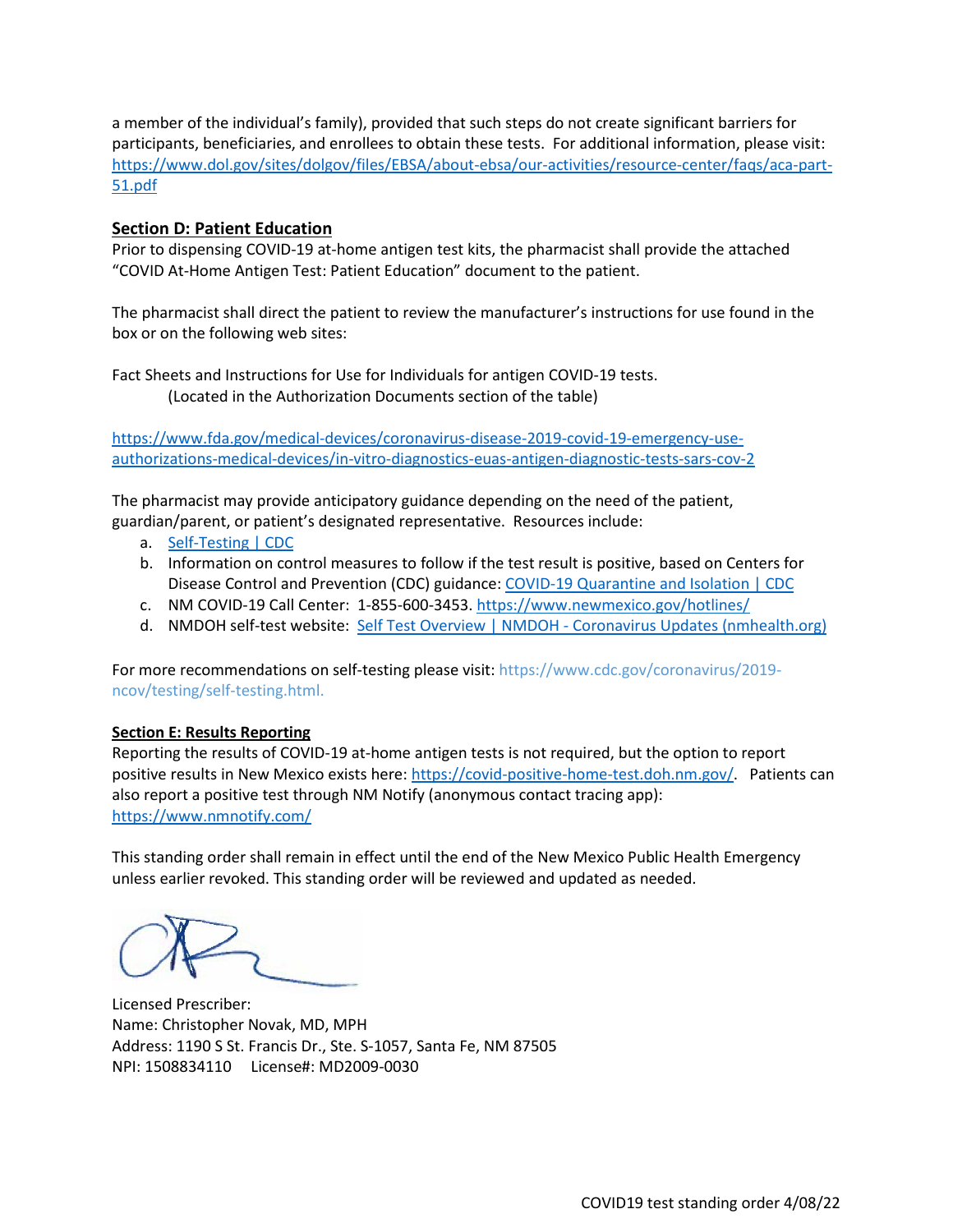a member of the individual's family), provided that such steps do not create significant barriers for participants, beneficiaries, and enrollees to obtain these tests. For additional information, please visit: https://www.dol.gov/sites/dolgov/files/EBSA/about-ebsa/our-activities/resource-center/faqs/aca-part-51.pdf

**Section D: Patient Education**

Prior to dispensing COVID-19 at-home antigen test kits, the pharmacist shall provide the attached "COVID At-Home Antigen Test: Patient Education" document to the patient.

The pharmacist shall direct the patient to review the manufacturer's instructions for use found in the box or on the following web sites:

Fact Sheets and Instructions for Use for Individuals for antigen COVID-19 tests.
(Located in the Authorization Documents section of the table)

https://www.fda.gov/medical-devices/coronavirus-disease-2019-covid-19-emergency-use-authorizations-medical-devices/in-vitro-diagnostics-euas-antigen-diagnostic-tests-sars-cov-2

The pharmacist may provide anticipatory guidance depending on the need of the patient, guardian/parent, or patient's designated representative. Resources include:

a. Self-Testing | CDC
b. Information on control measures to follow if the test result is positive, based on Centers for Disease Control and Prevention (CDC) guidance: COVID-19 Quarantine and Isolation | CDC
c. NM COVID-19 Call Center: 1-855-600-3453. https://www.newmexico.gov/hotlines/
d. NMDOH self-test website: Self Test Overview | NMDOH - Coronavirus Updates (nmhealth.org)

For more recommendations on self-testing please visit: https://www.cdc.gov/coronavirus/2019-ncov/testing/self-testing.html.

**Section E: Results Reporting**

Reporting the results of COVID-19 at-home antigen tests is not required, but the option to report positive results in New Mexico exists here: https://covid-positive-home-test.doh.nm.gov/. Patients can also report a positive test through NM Notify (anonymous contact tracing app): https://www.nmnotify.com/

This standing order shall remain in effect until the end of the New Mexico Public Health Emergency unless earlier revoked. This standing order will be reviewed and updated as needed.

Licensed Prescriber:
Name: Christopher Novak, MD, MPH
Address: 1190 S St. Francis Dr., Ste. S-1057, Santa Fe, NM 87505
NPI: 1508834110 License#: MD2009-0030

COVID19 test standing order 4/08/22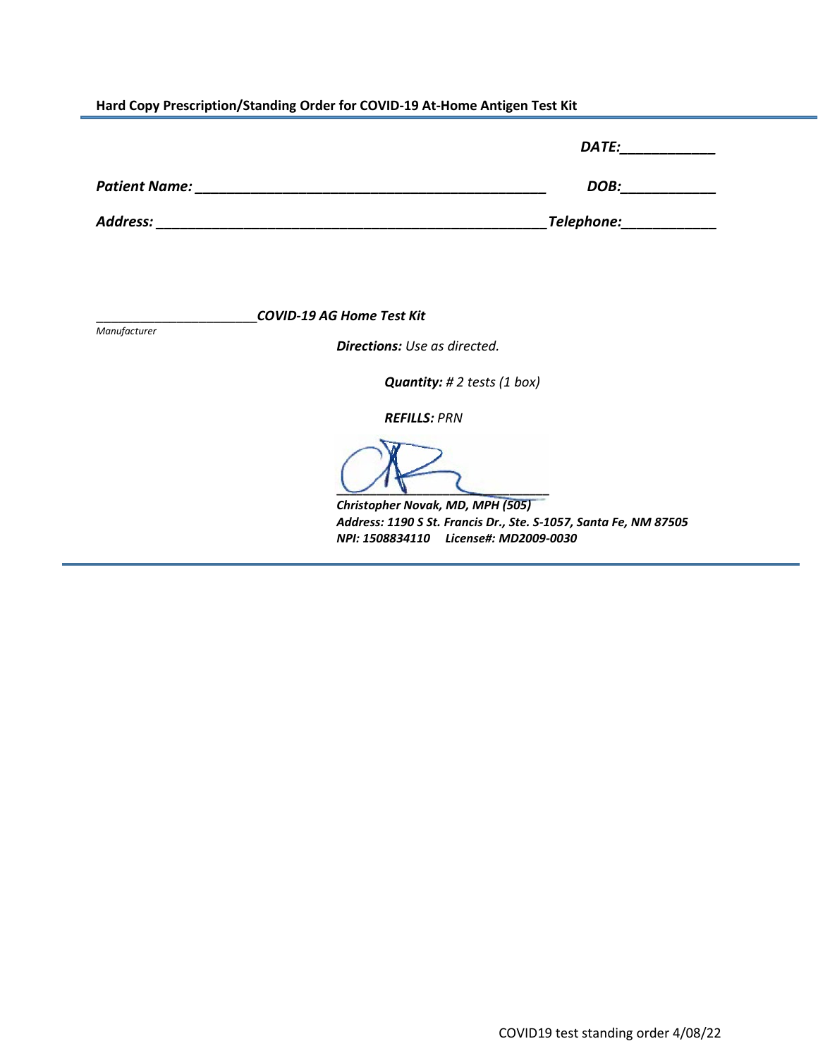**Hard Copy Prescription/Standing Order for COVID-19 At-Home Antigen Test Kit**

***DATE:***____________

***Patient Name:*** _____________________________________________ ***DOB:***____________

***Address:*** __________________________________________________***Telephone:***____________

______________________***COVID-19 AG Home Test Kit***
*Manufacturer*

***Directions:*** *Use as directed.*

***Quantity:*** *# 2 tests (1 box)*

***REFILLS:*** *PRN*

______________________________

***Christopher Novak, MD, MPH (505)***
***Address: 1190 S St. Francis Dr., Ste. S-1057, Santa Fe, NM 87505***
***NPI: 1508834110 License#: MD2009-0030***

COVID19 test standing order 4/08/22